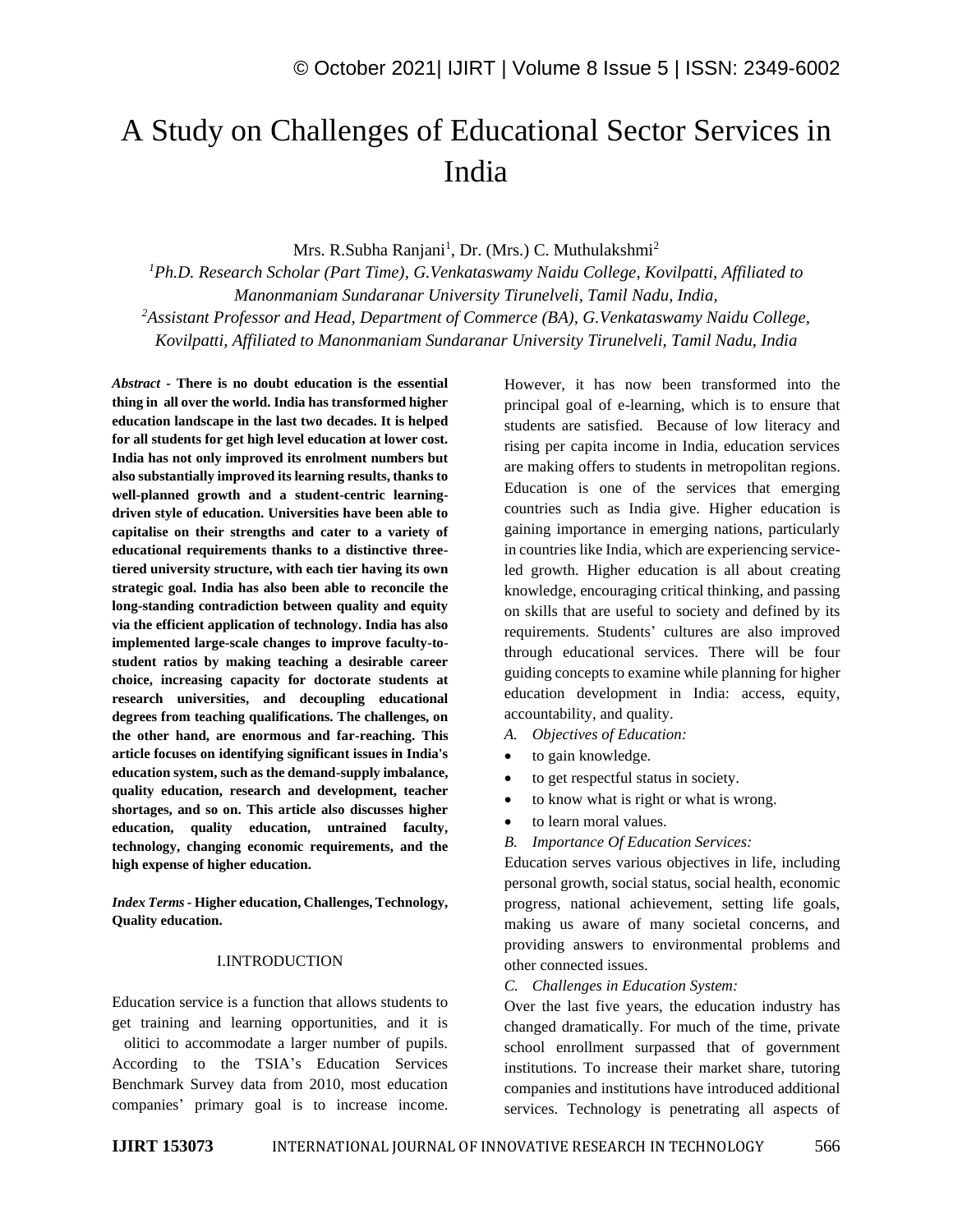# A Study on Challenges of Educational Sector Services in India

Mrs. R.Subha Ranjani[1], Dr. (Mrs.) C. Muthulakshmi[2]

[1]*Ph.D. Research Scholar (Part Time), G.Venkataswamy Naidu College, Kovilpatti, Affiliated to Manonmaniam Sundaranar University Tirunelveli, Tamil Nadu, India,*

[2]*Assistant Professor and Head, Department of Commerce (BA), G.Venkataswamy Naidu College, Kovilpatti, Affiliated to Manonmaniam Sundaranar University Tirunelveli, Tamil Nadu, India*

***Abstract* - There is no doubt education is the essential thing in all over the world. India has transformed higher education landscape in the last two decades. It is helped for all students for get high level education at lower cost. India has not only improved its enrolment numbers but also substantially improved its learning results, thanks to well-planned growth and a student-centric learning-driven style of education. Universities have been able to capitalise on their strengths and cater to a variety of educational requirements thanks to a distinctive three-tiered university structure, with each tier having its own strategic goal. India has also been able to reconcile the long-standing contradiction between quality and equity via the efficient application of technology. India has also implemented large-scale changes to improve faculty-to-student ratios by making teaching a desirable career choice, increasing capacity for doctorate students at research universities, and decoupling educational degrees from teaching qualifications. The challenges, on the other hand, are enormous and far-reaching. This article focuses on identifying significant issues in India's education system, such as the demand-supply imbalance, quality education, research and development, teacher shortages, and so on. This article also discusses higher education, quality education, untrained faculty, technology, changing economic requirements, and the high expense of higher education.**

***Index Terms* - Higher education, Challenges, Technology, Quality education.**

## I.INTRODUCTION

Education service is a function that allows students to get training and learning opportunities, and it is olitici to accommodate a larger number of pupils. According to the TSIA's Education Services Benchmark Survey data from 2010, most education companies' primary goal is to increase income. However, it has now been transformed into the principal goal of e-learning, which is to ensure that students are satisfied. Because of low literacy and rising per capita income in India, education services are making offers to students in metropolitan regions. Education is one of the services that emerging countries such as India give. Higher education is gaining importance in emerging nations, particularly in countries like India, which are experiencing service-led growth. Higher education is all about creating knowledge, encouraging critical thinking, and passing on skills that are useful to society and defined by its requirements. Students' cultures are also improved through educational services. There will be four guiding concepts to examine while planning for higher education development in India: access, equity, accountability, and quality.

*A. Objectives of Education:*

- to gain knowledge.
- to get respectful status in society.
- to know what is right or what is wrong.
- to learn moral values.

*B. Importance Of Education Services:*

Education serves various objectives in life, including personal growth, social status, social health, economic progress, national achievement, setting life goals, making us aware of many societal concerns, and providing answers to environmental problems and other connected issues.

*C. Challenges in Education System:*

Over the last five years, the education industry has changed dramatically. For much of the time, private school enrollment surpassed that of government institutions. To increase their market share, tutoring companies and institutions have introduced additional services. Technology is penetrating all aspects of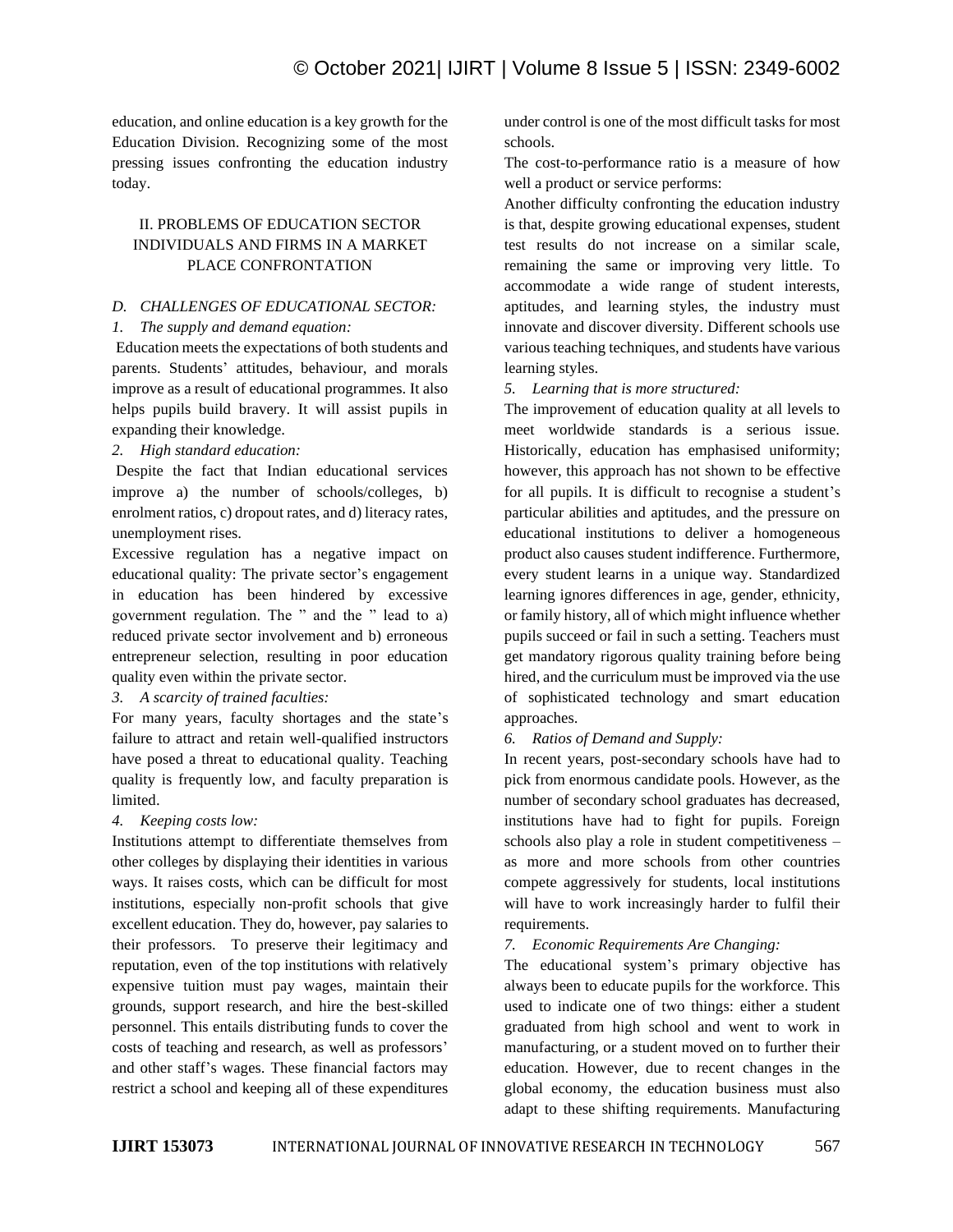education, and online education is a key growth for the Education Division. Recognizing some of the most pressing issues confronting the education industry today.

## II. PROBLEMS OF EDUCATION SECTOR INDIVIDUALS AND FIRMS IN A MARKET PLACE CONFRONTATION

### *D. CHALLENGES OF EDUCATIONAL SECTOR:*

*1. The supply and demand equation:*

Education meets the expectations of both students and parents. Students' attitudes, behaviour, and morals improve as a result of educational programmes. It also helps pupils build bravery. It will assist pupils in expanding their knowledge.

*2. High standard education:*

Despite the fact that Indian educational services improve a) the number of schools/colleges, b) enrolment ratios, c) dropout rates, and d) literacy rates, unemployment rises.

Excessive regulation has a negative impact on educational quality: The private sector's engagement in education has been hindered by excessive government regulation. The " and the " lead to a) reduced private sector involvement and b) erroneous entrepreneur selection, resulting in poor education quality even within the private sector.

*3. A scarcity of trained faculties:*

For many years, faculty shortages and the state's failure to attract and retain well-qualified instructors have posed a threat to educational quality. Teaching quality is frequently low, and faculty preparation is limited.

*4. Keeping costs low:*

Institutions attempt to differentiate themselves from other colleges by displaying their identities in various ways. It raises costs, which can be difficult for most institutions, especially non-profit schools that give excellent education. They do, however, pay salaries to their professors. To preserve their legitimacy and reputation, even of the top institutions with relatively expensive tuition must pay wages, maintain their grounds, support research, and hire the best-skilled personnel. This entails distributing funds to cover the costs of teaching and research, as well as professors' and other staff's wages. These financial factors may restrict a school and keeping all of these expenditures under control is one of the most difficult tasks for most schools.

The cost-to-performance ratio is a measure of how well a product or service performs:

Another difficulty confronting the education industry is that, despite growing educational expenses, student test results do not increase on a similar scale, remaining the same or improving very little. To accommodate a wide range of student interests, aptitudes, and learning styles, the industry must innovate and discover diversity. Different schools use various teaching techniques, and students have various learning styles.

*5. Learning that is more structured:*

The improvement of education quality at all levels to meet worldwide standards is a serious issue. Historically, education has emphasised uniformity; however, this approach has not shown to be effective for all pupils. It is difficult to recognise a student's particular abilities and aptitudes, and the pressure on educational institutions to deliver a homogeneous product also causes student indifference. Furthermore, every student learns in a unique way. Standardized learning ignores differences in age, gender, ethnicity, or family history, all of which might influence whether pupils succeed or fail in such a setting. Teachers must get mandatory rigorous quality training before being hired, and the curriculum must be improved via the use of sophisticated technology and smart education approaches.

*6. Ratios of Demand and Supply:*

In recent years, post-secondary schools have had to pick from enormous candidate pools. However, as the number of secondary school graduates has decreased, institutions have had to fight for pupils. Foreign schools also play a role in student competitiveness – as more and more schools from other countries compete aggressively for students, local institutions will have to work increasingly harder to fulfil their requirements.

*7. Economic Requirements Are Changing:*

The educational system's primary objective has always been to educate pupils for the workforce. This used to indicate one of two things: either a student graduated from high school and went to work in manufacturing, or a student moved on to further their education. However, due to recent changes in the global economy, the education business must also adapt to these shifting requirements. Manufacturing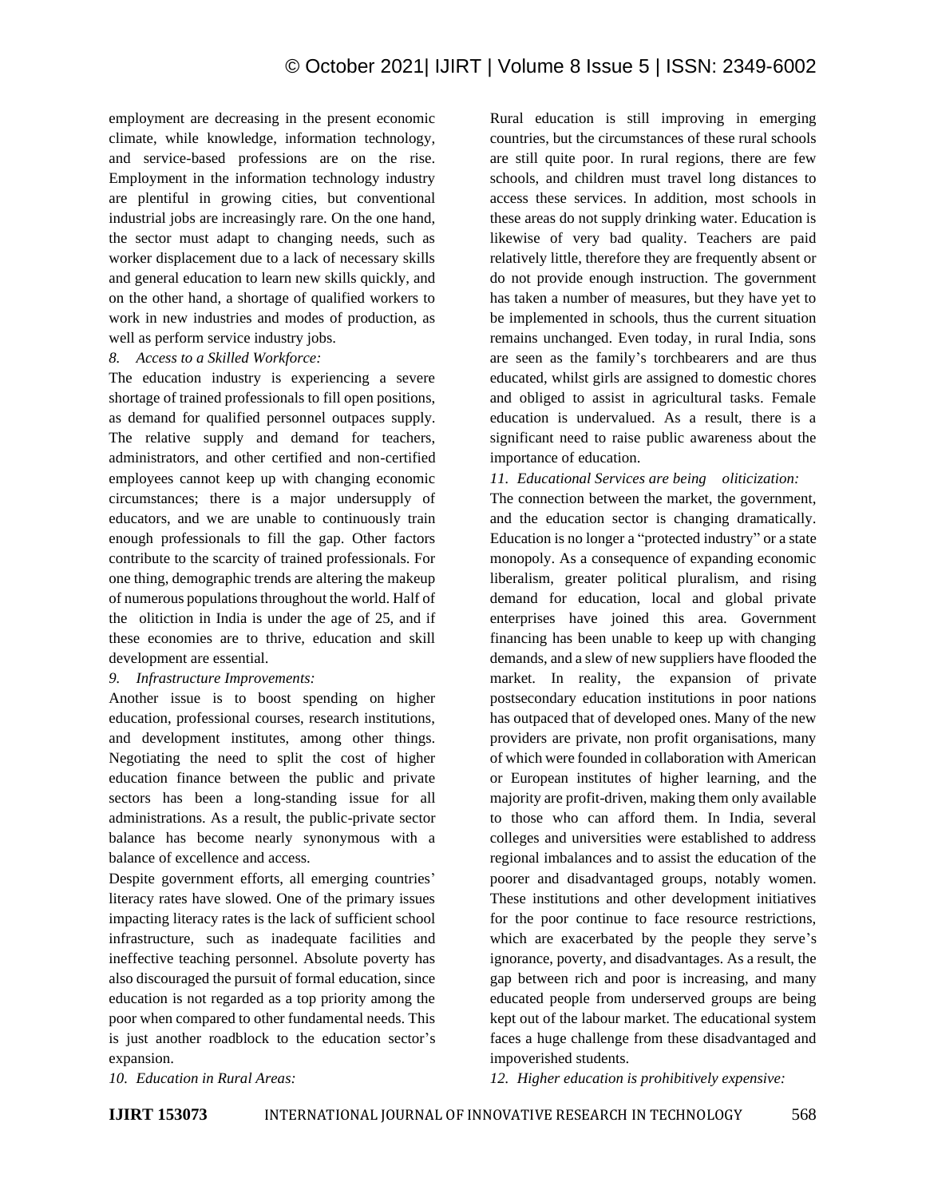employment are decreasing in the present economic climate, while knowledge, information technology, and service-based professions are on the rise. Employment in the information technology industry are plentiful in growing cities, but conventional industrial jobs are increasingly rare. On the one hand, the sector must adapt to changing needs, such as worker displacement due to a lack of necessary skills and general education to learn new skills quickly, and on the other hand, a shortage of qualified workers to work in new industries and modes of production, as well as perform service industry jobs.

*8. Access to a Skilled Workforce:*

The education industry is experiencing a severe shortage of trained professionals to fill open positions, as demand for qualified personnel outpaces supply. The relative supply and demand for teachers, administrators, and other certified and non-certified employees cannot keep up with changing economic circumstances; there is a major undersupply of educators, and we are unable to continuously train enough professionals to fill the gap. Other factors contribute to the scarcity of trained professionals. For one thing, demographic trends are altering the makeup of numerous populations throughout the world. Half of the oliticition in India is under the age of 25, and if these economies are to thrive, education and skill development are essential.

*9. Infrastructure Improvements:*

Another issue is to boost spending on higher education, professional courses, research institutions, and development institutes, among other things. Negotiating the need to split the cost of higher education finance between the public and private sectors has been a long-standing issue for all administrations. As a result, the public-private sector balance has become nearly synonymous with a balance of excellence and access.

Despite government efforts, all emerging countries' literacy rates have slowed. One of the primary issues impacting literacy rates is the lack of sufficient school infrastructure, such as inadequate facilities and ineffective teaching personnel. Absolute poverty has also discouraged the pursuit of formal education, since education is not regarded as a top priority among the poor when compared to other fundamental needs. This is just another roadblock to the education sector's expansion.

*10. Education in Rural Areas:*

Rural education is still improving in emerging countries, but the circumstances of these rural schools are still quite poor. In rural regions, there are few schools, and children must travel long distances to access these services. In addition, most schools in these areas do not supply drinking water. Education is likewise of very bad quality. Teachers are paid relatively little, therefore they are frequently absent or do not provide enough instruction. The government has taken a number of measures, but they have yet to be implemented in schools, thus the current situation remains unchanged. Even today, in rural India, sons are seen as the family's torchbearers and are thus educated, whilst girls are assigned to domestic chores and obliged to assist in agricultural tasks. Female education is undervalued. As a result, there is a significant need to raise public awareness about the importance of education.

*11. Educational Services are being oliticization:*

The connection between the market, the government, and the education sector is changing dramatically. Education is no longer a "protected industry" or a state monopoly. As a consequence of expanding economic liberalism, greater political pluralism, and rising demand for education, local and global private enterprises have joined this area. Government financing has been unable to keep up with changing demands, and a slew of new suppliers have flooded the market. In reality, the expansion of private postsecondary education institutions in poor nations has outpaced that of developed ones. Many of the new providers are private, non profit organisations, many of which were founded in collaboration with American or European institutes of higher learning, and the majority are profit-driven, making them only available to those who can afford them. In India, several colleges and universities were established to address regional imbalances and to assist the education of the poorer and disadvantaged groups, notably women. These institutions and other development initiatives for the poor continue to face resource restrictions, which are exacerbated by the people they serve's ignorance, poverty, and disadvantages. As a result, the gap between rich and poor is increasing, and many educated people from underserved groups are being kept out of the labour market. The educational system faces a huge challenge from these disadvantaged and impoverished students.

*12. Higher education is prohibitively expensive:*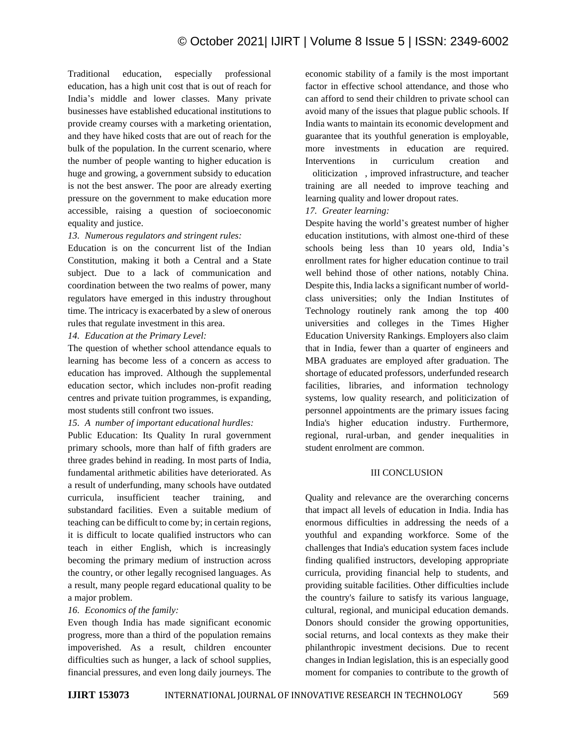Traditional education, especially professional education, has a high unit cost that is out of reach for India's middle and lower classes. Many private businesses have established educational institutions to provide creamy courses with a marketing orientation, and they have hiked costs that are out of reach for the bulk of the population. In the current scenario, where the number of people wanting to higher education is huge and growing, a government subsidy to education is not the best answer. The poor are already exerting pressure on the government to make education more accessible, raising a question of socioeconomic equality and justice.

*13. Numerous regulators and stringent rules:*

Education is on the concurrent list of the Indian Constitution, making it both a Central and a State subject. Due to a lack of communication and coordination between the two realms of power, many regulators have emerged in this industry throughout time. The intricacy is exacerbated by a slew of onerous rules that regulate investment in this area.

*14. Education at the Primary Level:*

The question of whether school attendance equals to learning has become less of a concern as access to education has improved. Although the supplemental education sector, which includes non-profit reading centres and private tuition programmes, is expanding, most students still confront two issues.

*15. A number of important educational hurdles:*

Public Education: Its Quality In rural government primary schools, more than half of fifth graders are three grades behind in reading. In most parts of India, fundamental arithmetic abilities have deteriorated. As a result of underfunding, many schools have outdated curricula, insufficient teacher training, and substandard facilities. Even a suitable medium of teaching can be difficult to come by; in certain regions, it is difficult to locate qualified instructors who can teach in either English, which is increasingly becoming the primary medium of instruction across the country, or other legally recognised languages. As a result, many people regard educational quality to be a major problem.

*16. Economics of the family:*

Even though India has made significant economic progress, more than a third of the population remains impoverished. As a result, children encounter difficulties such as hunger, a lack of school supplies, financial pressures, and even long daily journeys. The economic stability of a family is the most important factor in effective school attendance, and those who can afford to send their children to private school can avoid many of the issues that plague public schools. If India wants to maintain its economic development and guarantee that its youthful generation is employable, more investments in education are required. Interventions in curriculum creation and oliticization , improved infrastructure, and teacher training are all needed to improve teaching and learning quality and lower dropout rates.

*17. Greater learning:*

Despite having the world's greatest number of higher education institutions, with almost one-third of these schools being less than 10 years old, India's enrollment rates for higher education continue to trail well behind those of other nations, notably China. Despite this, India lacks a significant number of world-class universities; only the Indian Institutes of Technology routinely rank among the top 400 universities and colleges in the Times Higher Education University Rankings. Employers also claim that in India, fewer than a quarter of engineers and MBA graduates are employed after graduation. The shortage of educated professors, underfunded research facilities, libraries, and information technology systems, low quality research, and politicization of personnel appointments are the primary issues facing India's higher education industry. Furthermore, regional, rural-urban, and gender inequalities in student enrolment are common.

## III CONCLUSION

Quality and relevance are the overarching concerns that impact all levels of education in India. India has enormous difficulties in addressing the needs of a youthful and expanding workforce. Some of the challenges that India's education system faces include finding qualified instructors, developing appropriate curricula, providing financial help to students, and providing suitable facilities. Other difficulties include the country's failure to satisfy its various language, cultural, regional, and municipal education demands. Donors should consider the growing opportunities, social returns, and local contexts as they make their philanthropic investment decisions. Due to recent changes in Indian legislation, this is an especially good moment for companies to contribute to the growth of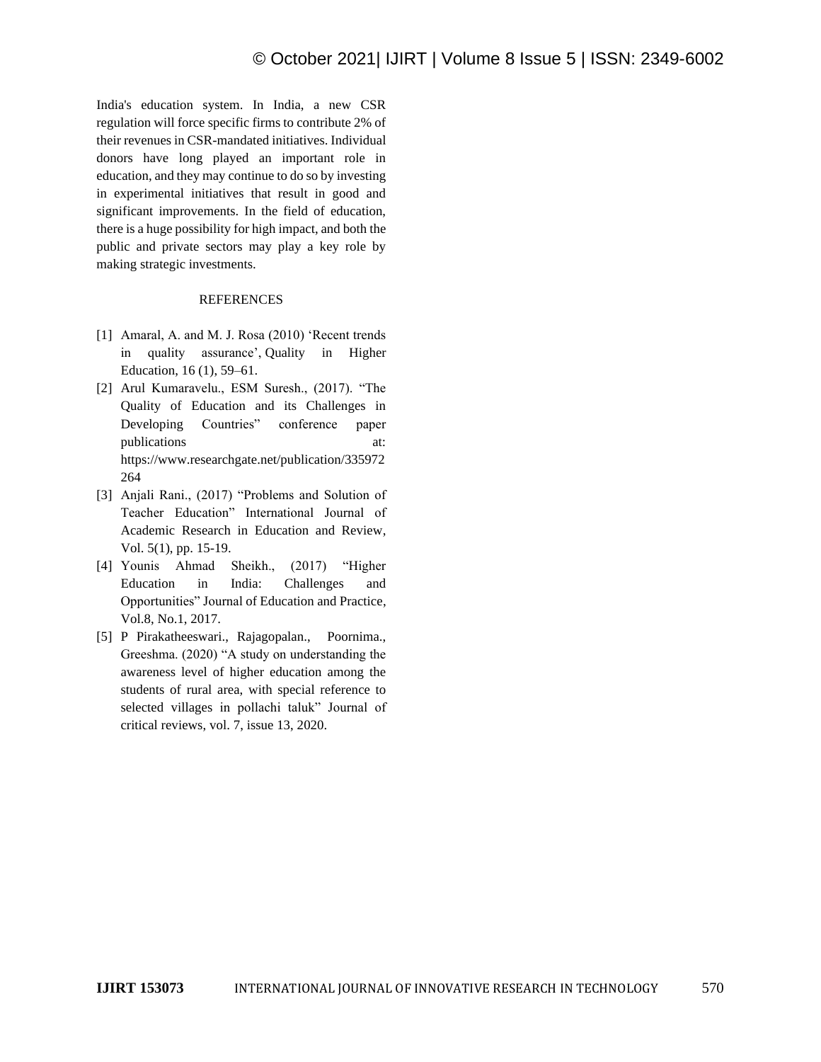India's education system. In India, a new CSR regulation will force specific firms to contribute 2% of their revenues in CSR-mandated initiatives. Individual donors have long played an important role in education, and they may continue to do so by investing in experimental initiatives that result in good and significant improvements. In the field of education, there is a huge possibility for high impact, and both the public and private sectors may play a key role by making strategic investments.

## REFERENCES

[1] Amaral, A. and M. J. Rosa (2010) 'Recent trends in quality assurance', Quality in Higher Education, 16 (1), 59–61.

[2] Arul Kumaravelu., ESM Suresh., (2017). "The Quality of Education and its Challenges in Developing Countries" conference paper publications at: https://www.researchgate.net/publication/335972264

[3] Anjali Rani., (2017) "Problems and Solution of Teacher Education" International Journal of Academic Research in Education and Review, Vol. 5(1), pp. 15-19.

[4] Younis Ahmad Sheikh., (2017) "Higher Education in India: Challenges and Opportunities" Journal of Education and Practice, Vol.8, No.1, 2017.

[5] P Pirakatheeswari., Rajagopalan., Poornima., Greeshma. (2020) "A study on understanding the awareness level of higher education among the students of rural area, with special reference to selected villages in pollachi taluk" Journal of critical reviews, vol. 7, issue 13, 2020.